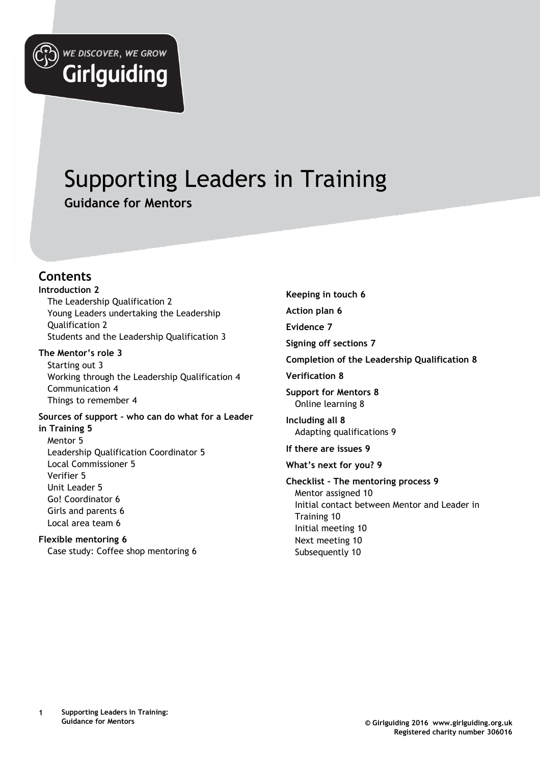WE DISCOVER, WE GROW

Girlguiding

# Supporting Leaders in Training

## Guidance for Mentors

## Contents

**Introduction 2**
- The Leadership Qualification 2
- Young Leaders undertaking the Leadership Qualification 2
- Students and the Leadership Qualification 3

**The Mentor's role 3**
- Starting out 3
- Working through the Leadership Qualification 4
- Communication 4
- Things to remember 4

**Sources of support – who can do what for a Leader in Training 5**
- Mentor 5
- Leadership Qualification Coordinator 5
- Local Commissioner 5
- Verifier 5
- Unit Leader 5
- Go! Coordinator 6
- Girls and parents 6
- Local area team 6

**Flexible mentoring 6**
- Case study: Coffee shop mentoring 6

**Keeping in touch 6**

**Action plan 6**

**Evidence 7**

**Signing off sections 7**

**Completion of the Leadership Qualification 8**

**Verification 8**

**Support for Mentors 8**
- Online learning 8

**Including all 8**
- Adapting qualifications 9

**If there are issues 9**

**What's next for you? 9**

**Checklist – The mentoring process 9**
- Mentor assigned 10
- Initial contact between Mentor and Leader in Training 10
- Initial meeting 10
- Next meeting 10
- Subsequently 10

© Girlguiding 2016 www.girlguiding.org.uk
Registered charity number 306016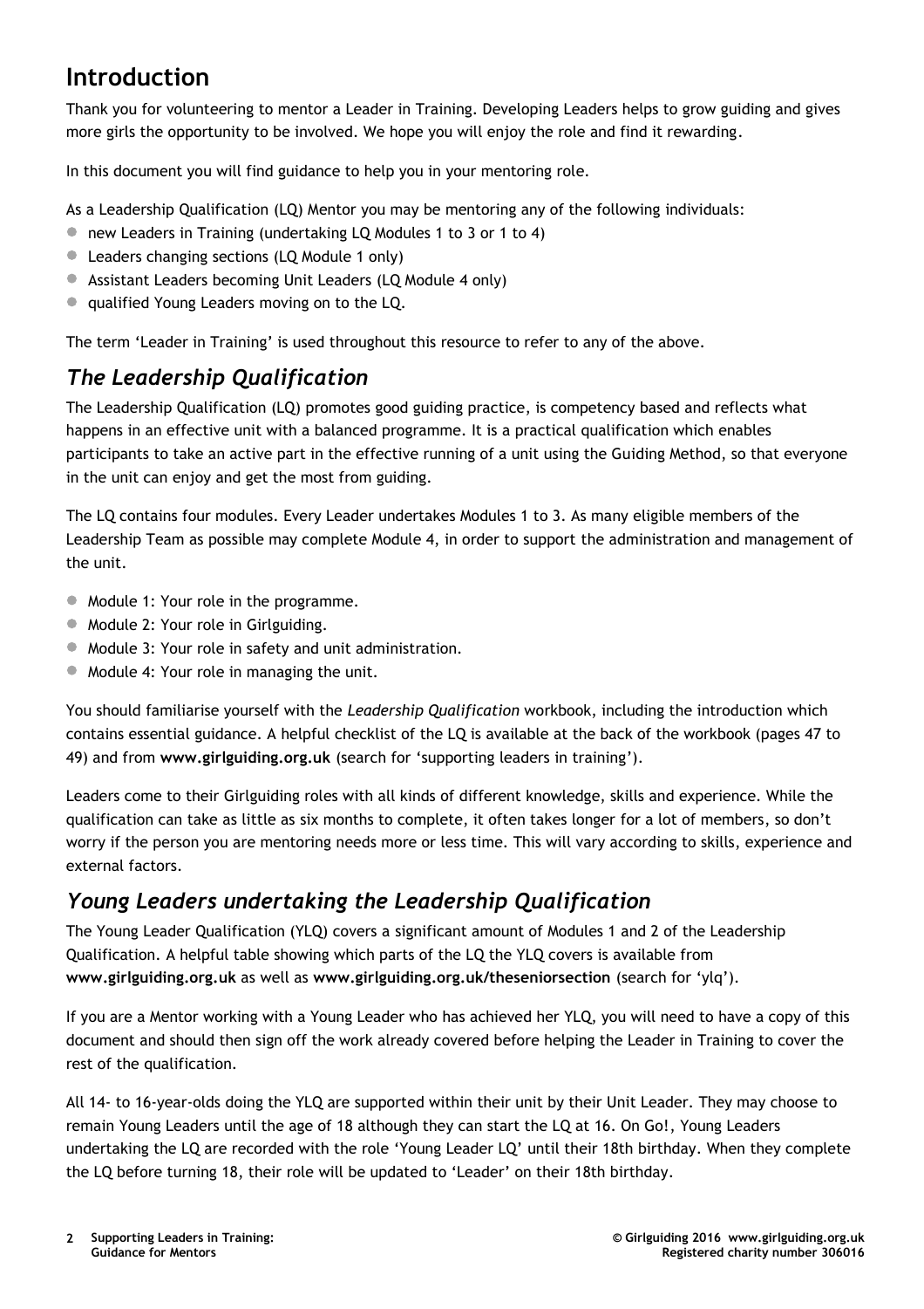# Introduction

Thank you for volunteering to mentor a Leader in Training. Developing Leaders helps to grow guiding and gives more girls the opportunity to be involved. We hope you will enjoy the role and find it rewarding.

In this document you will find guidance to help you in your mentoring role.

As a Leadership Qualification (LQ) Mentor you may be mentoring any of the following individuals:

- new Leaders in Training (undertaking LQ Modules 1 to 3 or 1 to 4)
- Leaders changing sections (LQ Module 1 only)
- Assistant Leaders becoming Unit Leaders (LQ Module 4 only)
- qualified Young Leaders moving on to the LQ.

The term 'Leader in Training' is used throughout this resource to refer to any of the above.

## *The Leadership Qualification*

The Leadership Qualification (LQ) promotes good guiding practice, is competency based and reflects what happens in an effective unit with a balanced programme. It is a practical qualification which enables participants to take an active part in the effective running of a unit using the Guiding Method, so that everyone in the unit can enjoy and get the most from guiding.

The LQ contains four modules. Every Leader undertakes Modules 1 to 3. As many eligible members of the Leadership Team as possible may complete Module 4, in order to support the administration and management of the unit.

- Module 1: Your role in the programme.
- Module 2: Your role in Girlguiding.
- Module 3: Your role in safety and unit administration.
- Module 4: Your role in managing the unit.

You should familiarise yourself with the *Leadership Qualification* workbook, including the introduction which contains essential guidance. A helpful checklist of the LQ is available at the back of the workbook (pages 47 to 49) and from **www.girlguiding.org.uk** (search for 'supporting leaders in training').

Leaders come to their Girlguiding roles with all kinds of different knowledge, skills and experience. While the qualification can take as little as six months to complete, it often takes longer for a lot of members, so don't worry if the person you are mentoring needs more or less time. This will vary according to skills, experience and external factors.

## *Young Leaders undertaking the Leadership Qualification*

The Young Leader Qualification (YLQ) covers a significant amount of Modules 1 and 2 of the Leadership Qualification. A helpful table showing which parts of the LQ the YLQ covers is available from **www.girlguiding.org.uk** as well as **www.girlguiding.org.uk/theseniorsection** (search for 'ylq').

If you are a Mentor working with a Young Leader who has achieved her YLQ, you will need to have a copy of this document and should then sign off the work already covered before helping the Leader in Training to cover the rest of the qualification.

All 14- to 16-year-olds doing the YLQ are supported within their unit by their Unit Leader. They may choose to remain Young Leaders until the age of 18 although they can start the LQ at 16. On Go!, Young Leaders undertaking the LQ are recorded with the role 'Young Leader LQ' until their 18th birthday. When they complete the LQ before turning 18, their role will be updated to 'Leader' on their 18th birthday.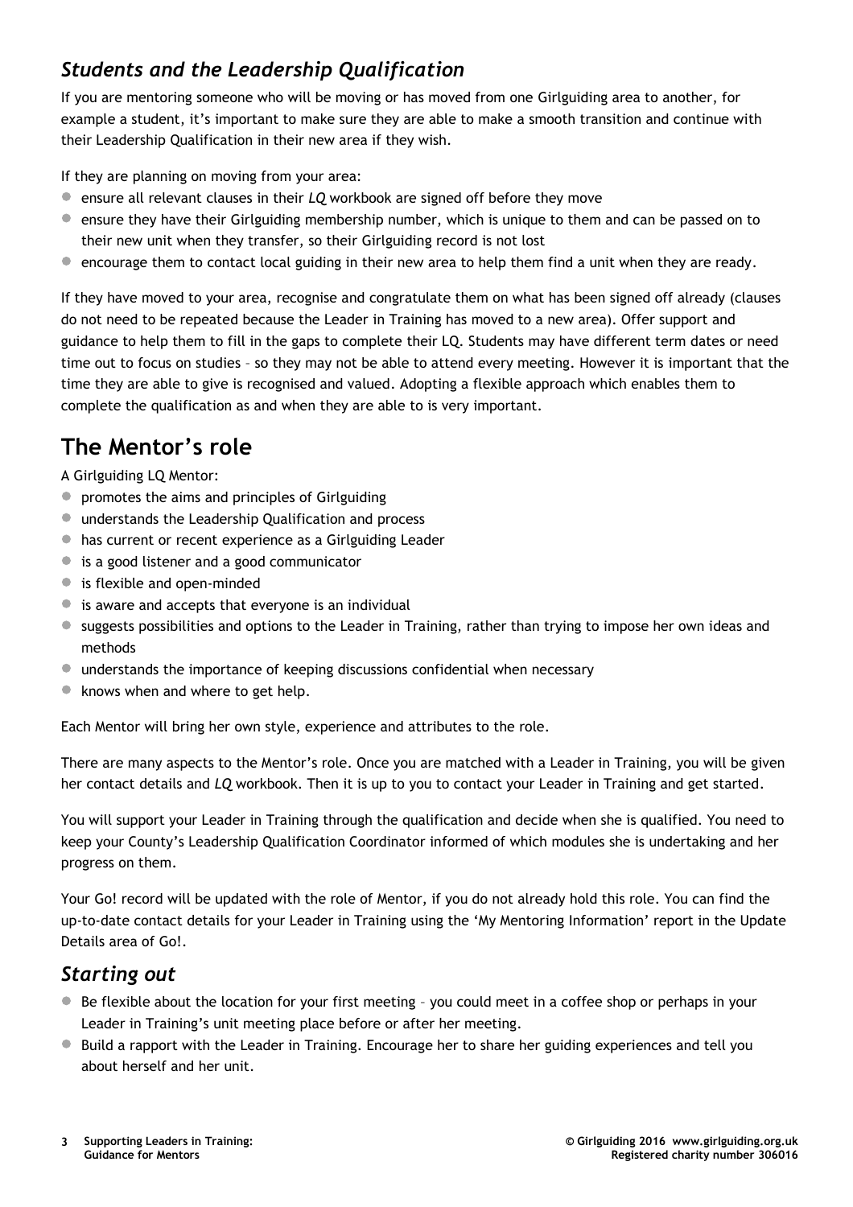### *Students and the Leadership Qualification*

If you are mentoring someone who will be moving or has moved from one Girlguiding area to another, for example a student, it's important to make sure they are able to make a smooth transition and continue with their Leadership Qualification in their new area if they wish.

If they are planning on moving from your area:

- ensure all relevant clauses in their *LQ* workbook are signed off before they move
- ensure they have their Girlguiding membership number, which is unique to them and can be passed on to their new unit when they transfer, so their Girlguiding record is not lost
- encourage them to contact local guiding in their new area to help them find a unit when they are ready.

If they have moved to your area, recognise and congratulate them on what has been signed off already (clauses do not need to be repeated because the Leader in Training has moved to a new area). Offer support and guidance to help them to fill in the gaps to complete their LQ. Students may have different term dates or need time out to focus on studies – so they may not be able to attend every meeting. However it is important that the time they are able to give is recognised and valued. Adopting a flexible approach which enables them to complete the qualification as and when they are able to is very important.

## The Mentor's role

A Girlguiding LQ Mentor:

- promotes the aims and principles of Girlguiding
- understands the Leadership Qualification and process
- has current or recent experience as a Girlguiding Leader
- is a good listener and a good communicator
- is flexible and open-minded
- is aware and accepts that everyone is an individual
- suggests possibilities and options to the Leader in Training, rather than trying to impose her own ideas and methods
- understands the importance of keeping discussions confidential when necessary
- knows when and where to get help.

Each Mentor will bring her own style, experience and attributes to the role.

There are many aspects to the Mentor's role. Once you are matched with a Leader in Training, you will be given her contact details and *LQ* workbook. Then it is up to you to contact your Leader in Training and get started.

You will support your Leader in Training through the qualification and decide when she is qualified. You need to keep your County's Leadership Qualification Coordinator informed of which modules she is undertaking and her progress on them.

Your Go! record will be updated with the role of Mentor, if you do not already hold this role. You can find the up-to-date contact details for your Leader in Training using the 'My Mentoring Information' report in the Update Details area of Go!.

### *Starting out*

- Be flexible about the location for your first meeting – you could meet in a coffee shop or perhaps in your Leader in Training's unit meeting place before or after her meeting.
- Build a rapport with the Leader in Training. Encourage her to share her guiding experiences and tell you about herself and her unit.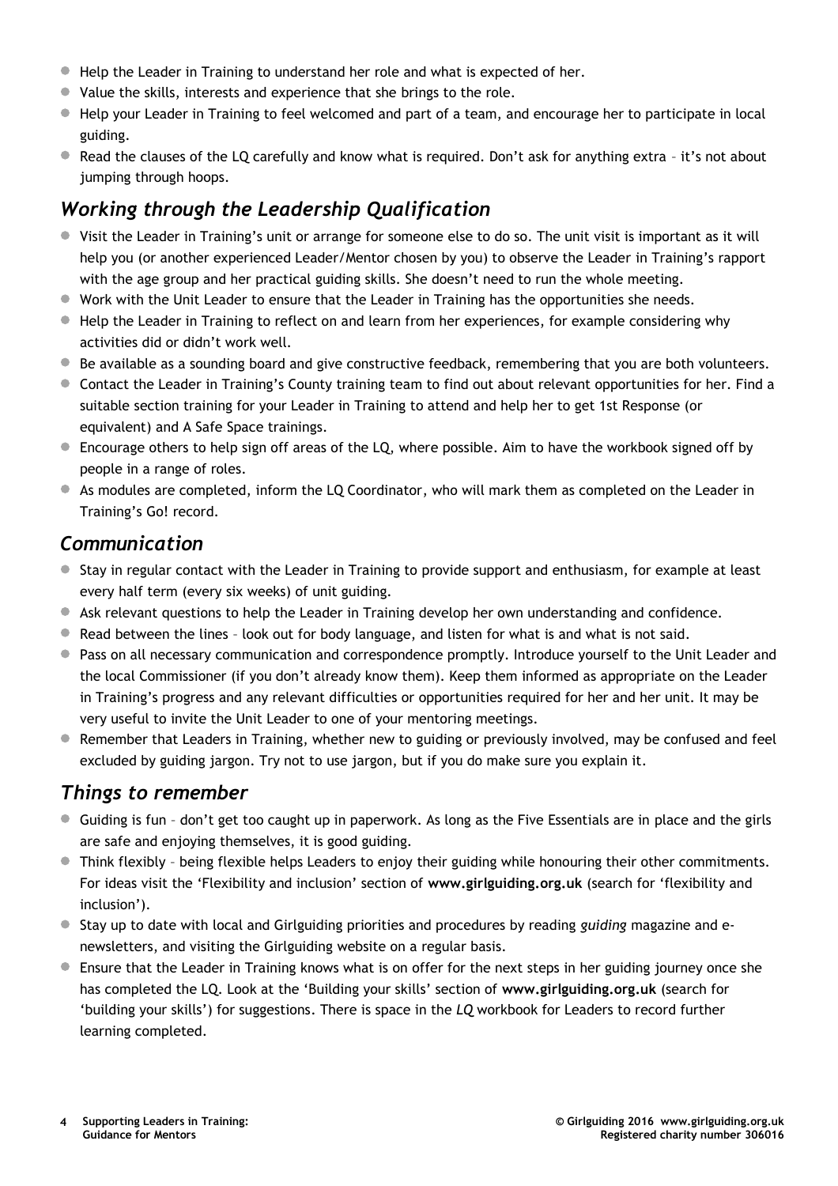- Help the Leader in Training to understand her role and what is expected of her.
- Value the skills, interests and experience that she brings to the role.
- Help your Leader in Training to feel welcomed and part of a team, and encourage her to participate in local guiding.
- Read the clauses of the LQ carefully and know what is required. Don't ask for anything extra – it's not about jumping through hoops.

## *Working through the Leadership Qualification*

- Visit the Leader in Training's unit or arrange for someone else to do so. The unit visit is important as it will help you (or another experienced Leader/Mentor chosen by you) to observe the Leader in Training's rapport with the age group and her practical guiding skills. She doesn't need to run the whole meeting.
- Work with the Unit Leader to ensure that the Leader in Training has the opportunities she needs.
- Help the Leader in Training to reflect on and learn from her experiences, for example considering why activities did or didn't work well.
- Be available as a sounding board and give constructive feedback, remembering that you are both volunteers.
- Contact the Leader in Training's County training team to find out about relevant opportunities for her. Find a suitable section training for your Leader in Training to attend and help her to get 1st Response (or equivalent) and A Safe Space trainings.
- Encourage others to help sign off areas of the LQ, where possible. Aim to have the workbook signed off by people in a range of roles.
- As modules are completed, inform the LQ Coordinator, who will mark them as completed on the Leader in Training's Go! record.

## *Communication*

- Stay in regular contact with the Leader in Training to provide support and enthusiasm, for example at least every half term (every six weeks) of unit guiding.
- Ask relevant questions to help the Leader in Training develop her own understanding and confidence.
- Read between the lines – look out for body language, and listen for what is and what is not said.
- Pass on all necessary communication and correspondence promptly. Introduce yourself to the Unit Leader and the local Commissioner (if you don't already know them). Keep them informed as appropriate on the Leader in Training's progress and any relevant difficulties or opportunities required for her and her unit. It may be very useful to invite the Unit Leader to one of your mentoring meetings.
- Remember that Leaders in Training, whether new to guiding or previously involved, may be confused and feel excluded by guiding jargon. Try not to use jargon, but if you do make sure you explain it.

## *Things to remember*

- Guiding is fun – don't get too caught up in paperwork. As long as the Five Essentials are in place and the girls are safe and enjoying themselves, it is good guiding.
- Think flexibly – being flexible helps Leaders to enjoy their guiding while honouring their other commitments. For ideas visit the 'Flexibility and inclusion' section of **www.girlguiding.org.uk** (search for 'flexibility and inclusion').
- Stay up to date with local and Girlguiding priorities and procedures by reading *guiding* magazine and e-newsletters, and visiting the Girlguiding website on a regular basis.
- Ensure that the Leader in Training knows what is on offer for the next steps in her guiding journey once she has completed the LQ. Look at the 'Building your skills' section of **www.girlguiding.org.uk** (search for 'building your skills') for suggestions. There is space in the *LQ* workbook for Leaders to record further learning completed.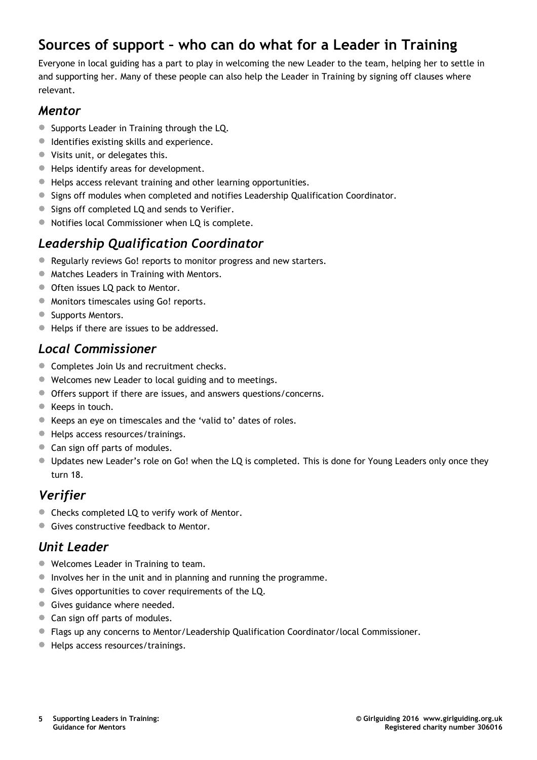## Sources of support – who can do what for a Leader in Training

Everyone in local guiding has a part to play in welcoming the new Leader to the team, helping her to settle in and supporting her. Many of these people can also help the Leader in Training by signing off clauses where relevant.

### *Mentor*

- Supports Leader in Training through the LQ.
- Identifies existing skills and experience.
- Visits unit, or delegates this.
- Helps identify areas for development.
- Helps access relevant training and other learning opportunities.
- Signs off modules when completed and notifies Leadership Qualification Coordinator.
- Signs off completed LQ and sends to Verifier.
- Notifies local Commissioner when LQ is complete.

### *Leadership Qualification Coordinator*

- Regularly reviews Go! reports to monitor progress and new starters.
- Matches Leaders in Training with Mentors.
- Often issues LQ pack to Mentor.
- Monitors timescales using Go! reports.
- Supports Mentors.
- Helps if there are issues to be addressed.

### *Local Commissioner*

- Completes Join Us and recruitment checks.
- Welcomes new Leader to local guiding and to meetings.
- Offers support if there are issues, and answers questions/concerns.
- Keeps in touch.
- Keeps an eye on timescales and the 'valid to' dates of roles.
- Helps access resources/trainings.
- Can sign off parts of modules.
- Updates new Leader's role on Go! when the LQ is completed. This is done for Young Leaders only once they turn 18.

### *Verifier*

- Checks completed LQ to verify work of Mentor.
- Gives constructive feedback to Mentor.

### *Unit Leader*

- Welcomes Leader in Training to team.
- Involves her in the unit and in planning and running the programme.
- Gives opportunities to cover requirements of the LQ.
- Gives guidance where needed.
- Can sign off parts of modules.
- Flags up any concerns to Mentor/Leadership Qualification Coordinator/local Commissioner.
- Helps access resources/trainings.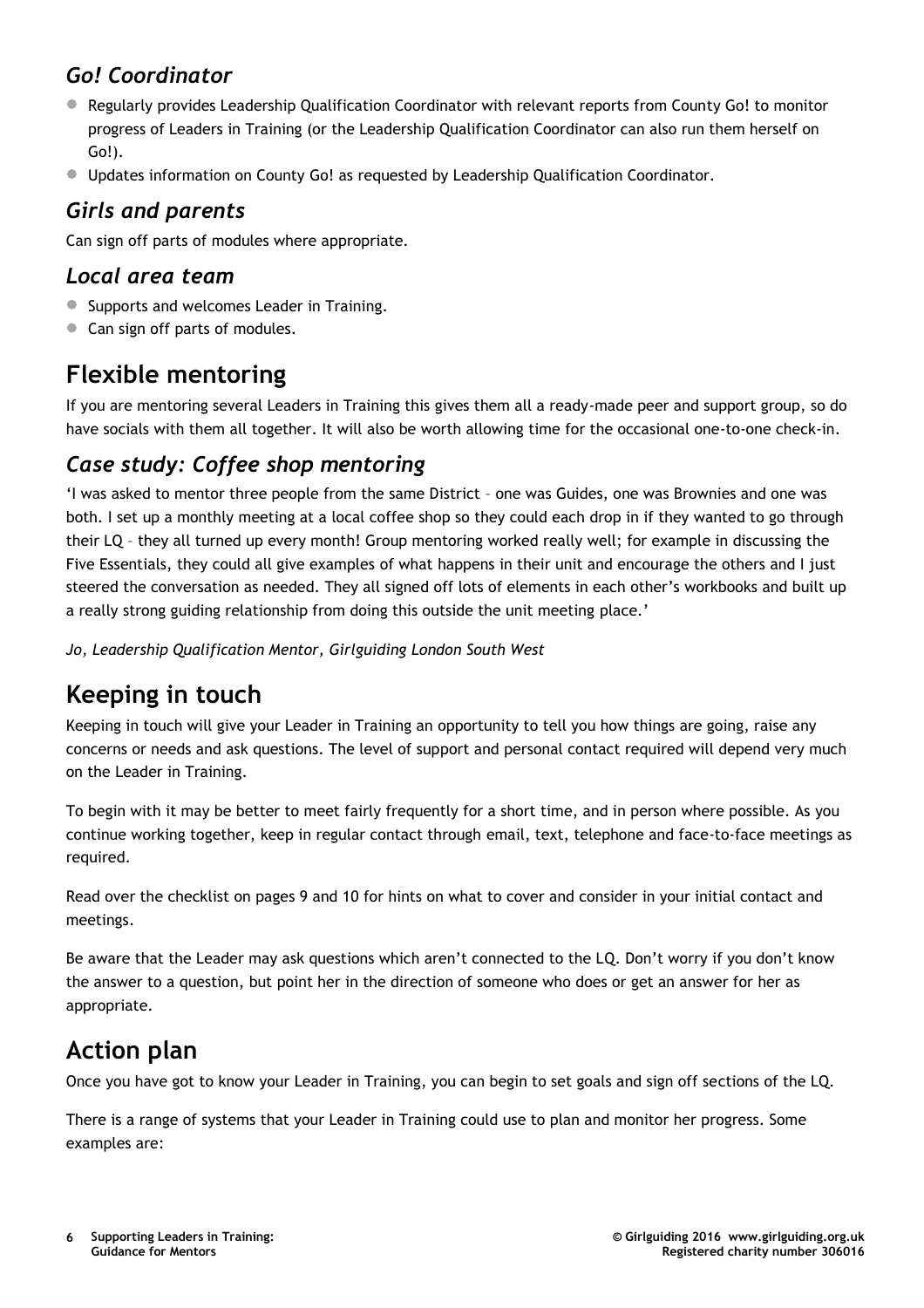### *Go! Coordinator*

- Regularly provides Leadership Qualification Coordinator with relevant reports from County Go! to monitor progress of Leaders in Training (or the Leadership Qualification Coordinator can also run them herself on Go!).
- Updates information on County Go! as requested by Leadership Qualification Coordinator.

### *Girls and parents*

Can sign off parts of modules where appropriate.

### *Local area team*

- Supports and welcomes Leader in Training.
- Can sign off parts of modules.

## Flexible mentoring

If you are mentoring several Leaders in Training this gives them all a ready-made peer and support group, so do have socials with them all together. It will also be worth allowing time for the occasional one-to-one check-in.

### *Case study: Coffee shop mentoring*

'I was asked to mentor three people from the same District – one was Guides, one was Brownies and one was both. I set up a monthly meeting at a local coffee shop so they could each drop in if they wanted to go through their LQ – they all turned up every month! Group mentoring worked really well; for example in discussing the Five Essentials, they could all give examples of what happens in their unit and encourage the others and I just steered the conversation as needed. They all signed off lots of elements in each other's workbooks and built up a really strong guiding relationship from doing this outside the unit meeting place.'

*Jo, Leadership Qualification Mentor, Girlguiding London South West*

## Keeping in touch

Keeping in touch will give your Leader in Training an opportunity to tell you how things are going, raise any concerns or needs and ask questions. The level of support and personal contact required will depend very much on the Leader in Training.

To begin with it may be better to meet fairly frequently for a short time, and in person where possible. As you continue working together, keep in regular contact through email, text, telephone and face-to-face meetings as required.

Read over the checklist on pages 9 and 10 for hints on what to cover and consider in your initial contact and meetings.

Be aware that the Leader may ask questions which aren't connected to the LQ. Don't worry if you don't know the answer to a question, but point her in the direction of someone who does or get an answer for her as appropriate.

## Action plan

Once you have got to know your Leader in Training, you can begin to set goals and sign off sections of the LQ.

There is a range of systems that your Leader in Training could use to plan and monitor her progress. Some examples are: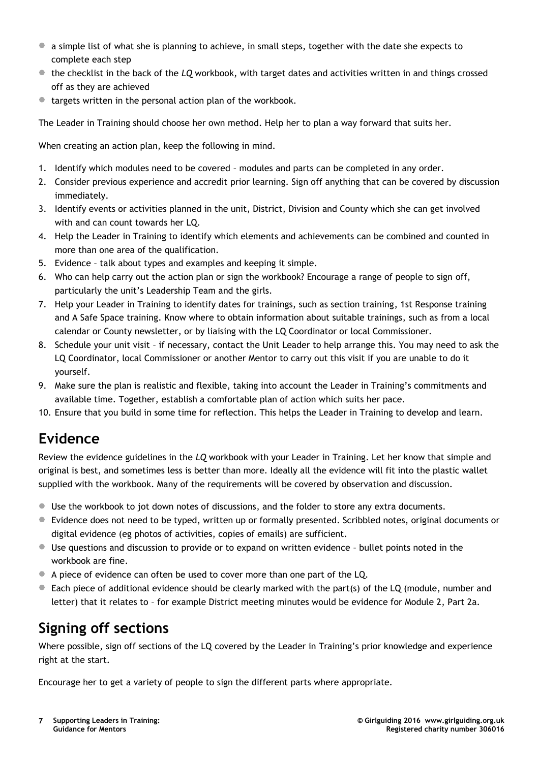- a simple list of what she is planning to achieve, in small steps, together with the date she expects to complete each step
- the checklist in the back of the *LQ* workbook, with target dates and activities written in and things crossed off as they are achieved
- targets written in the personal action plan of the workbook.

The Leader in Training should choose her own method. Help her to plan a way forward that suits her.

When creating an action plan, keep the following in mind.

1. Identify which modules need to be covered – modules and parts can be completed in any order.
2. Consider previous experience and accredit prior learning. Sign off anything that can be covered by discussion immediately.
3. Identify events or activities planned in the unit, District, Division and County which she can get involved with and can count towards her LQ.
4. Help the Leader in Training to identify which elements and achievements can be combined and counted in more than one area of the qualification.
5. Evidence – talk about types and examples and keeping it simple.
6. Who can help carry out the action plan or sign the workbook? Encourage a range of people to sign off, particularly the unit's Leadership Team and the girls.
7. Help your Leader in Training to identify dates for trainings, such as section training, 1st Response training and A Safe Space training. Know where to obtain information about suitable trainings, such as from a local calendar or County newsletter, or by liaising with the LQ Coordinator or local Commissioner.
8. Schedule your unit visit – if necessary, contact the Unit Leader to help arrange this. You may need to ask the LQ Coordinator, local Commissioner or another Mentor to carry out this visit if you are unable to do it yourself.
9. Make sure the plan is realistic and flexible, taking into account the Leader in Training's commitments and available time. Together, establish a comfortable plan of action which suits her pace.
10. Ensure that you build in some time for reflection. This helps the Leader in Training to develop and learn.

## Evidence

Review the evidence guidelines in the *LQ* workbook with your Leader in Training. Let her know that simple and original is best, and sometimes less is better than more. Ideally all the evidence will fit into the plastic wallet supplied with the workbook. Many of the requirements will be covered by observation and discussion.

- Use the workbook to jot down notes of discussions, and the folder to store any extra documents.
- Evidence does not need to be typed, written up or formally presented. Scribbled notes, original documents or digital evidence (eg photos of activities, copies of emails) are sufficient.
- Use questions and discussion to provide or to expand on written evidence – bullet points noted in the workbook are fine.
- A piece of evidence can often be used to cover more than one part of the LQ.
- Each piece of additional evidence should be clearly marked with the part(s) of the LQ (module, number and letter) that it relates to – for example District meeting minutes would be evidence for Module 2, Part 2a.

## Signing off sections

Where possible, sign off sections of the LQ covered by the Leader in Training's prior knowledge and experience right at the start.

Encourage her to get a variety of people to sign the different parts where appropriate.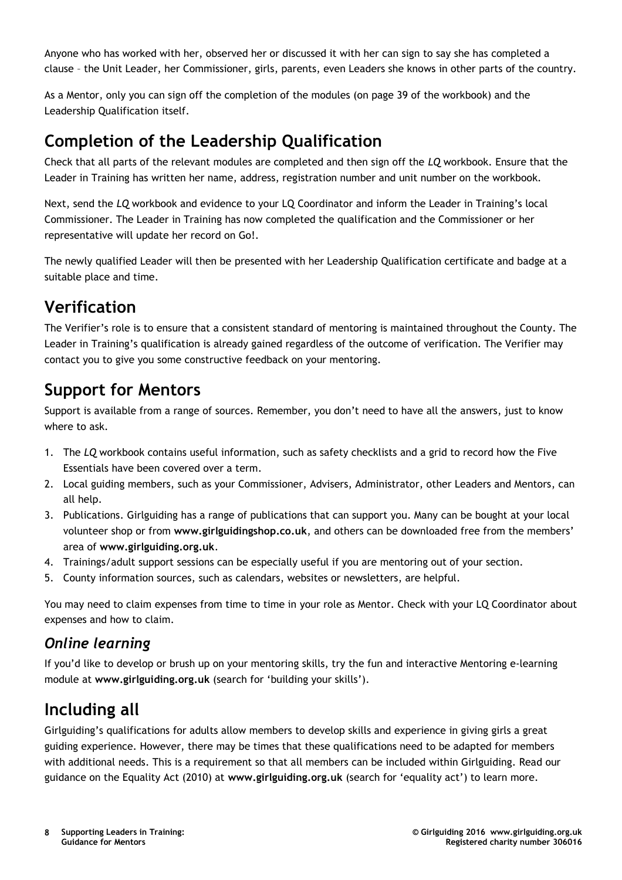Anyone who has worked with her, observed her or discussed it with her can sign to say she has completed a clause – the Unit Leader, her Commissioner, girls, parents, even Leaders she knows in other parts of the country.

As a Mentor, only you can sign off the completion of the modules (on page 39 of the workbook) and the Leadership Qualification itself.

## Completion of the Leadership Qualification

Check that all parts of the relevant modules are completed and then sign off the *LQ* workbook. Ensure that the Leader in Training has written her name, address, registration number and unit number on the workbook.

Next, send the *LQ* workbook and evidence to your LQ Coordinator and inform the Leader in Training's local Commissioner. The Leader in Training has now completed the qualification and the Commissioner or her representative will update her record on Go!.

The newly qualified Leader will then be presented with her Leadership Qualification certificate and badge at a suitable place and time.

## Verification

The Verifier's role is to ensure that a consistent standard of mentoring is maintained throughout the County. The Leader in Training's qualification is already gained regardless of the outcome of verification. The Verifier may contact you to give you some constructive feedback on your mentoring.

## Support for Mentors

Support is available from a range of sources. Remember, you don't need to have all the answers, just to know where to ask.

1. The *LQ* workbook contains useful information, such as safety checklists and a grid to record how the Five Essentials have been covered over a term.
2. Local guiding members, such as your Commissioner, Advisers, Administrator, other Leaders and Mentors, can all help.
3. Publications. Girlguiding has a range of publications that can support you. Many can be bought at your local volunteer shop or from **www.girlguidingshop.co.uk**, and others can be downloaded free from the members' area of **www.girlguiding.org.uk**.
4. Trainings/adult support sessions can be especially useful if you are mentoring out of your section.
5. County information sources, such as calendars, websites or newsletters, are helpful.

You may need to claim expenses from time to time in your role as Mentor. Check with your LQ Coordinator about expenses and how to claim.

### *Online learning*

If you'd like to develop or brush up on your mentoring skills, try the fun and interactive Mentoring e-learning module at **www.girlguiding.org.uk** (search for 'building your skills').

## Including all

Girlguiding's qualifications for adults allow members to develop skills and experience in giving girls a great guiding experience. However, there may be times that these qualifications need to be adapted for members with additional needs. This is a requirement so that all members can be included within Girlguiding. Read our guidance on the Equality Act (2010) at **www.girlguiding.org.uk** (search for 'equality act') to learn more.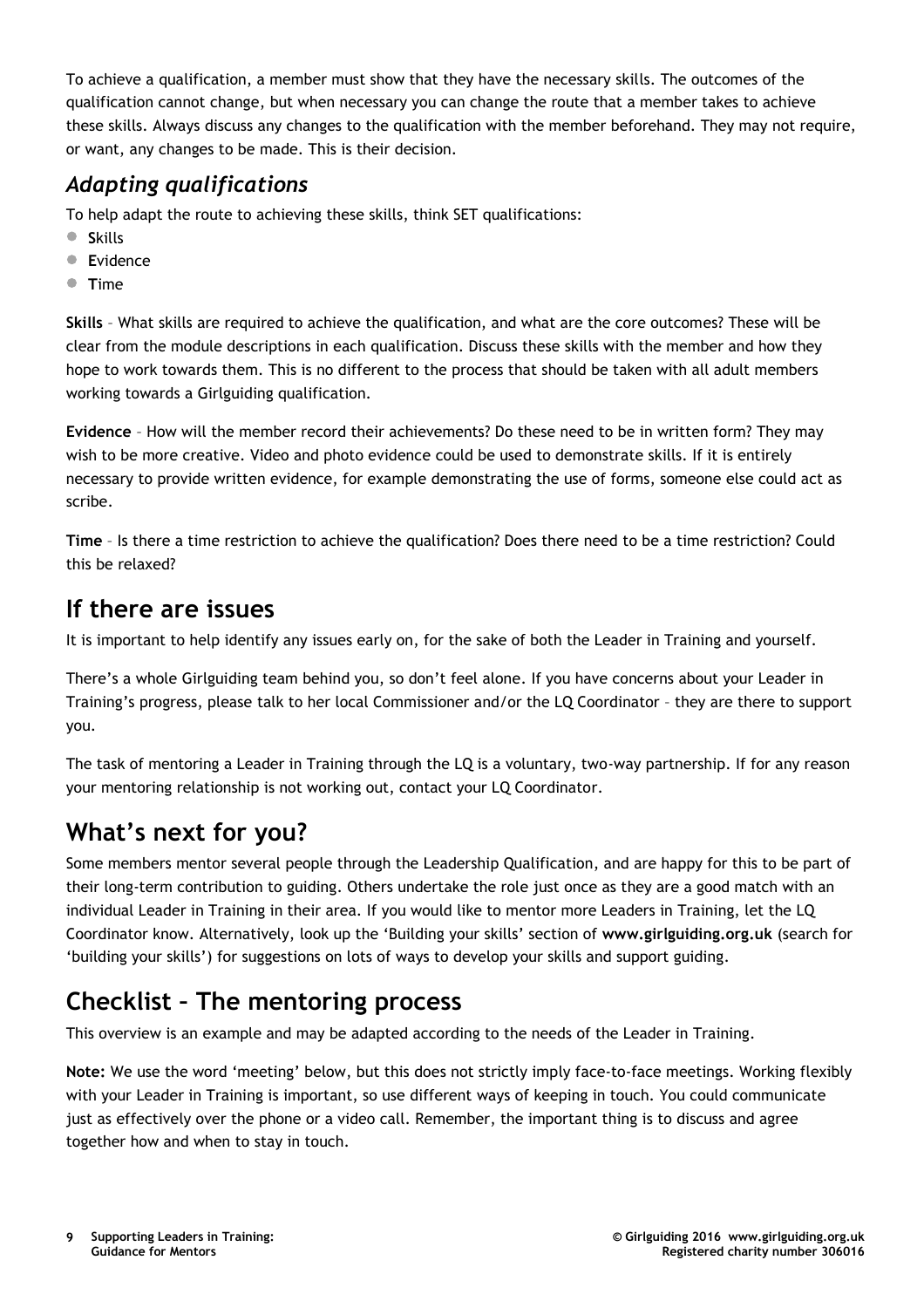To achieve a qualification, a member must show that they have the necessary skills. The outcomes of the qualification cannot change, but when necessary you can change the route that a member takes to achieve these skills. Always discuss any changes to the qualification with the member beforehand. They may not require, or want, any changes to be made. This is their decision.

### *Adapting qualifications*

To help adapt the route to achieving these skills, think SET qualifications:

- **S**kills
- **E**vidence
- **T**ime

**Skills** – What skills are required to achieve the qualification, and what are the core outcomes? These will be clear from the module descriptions in each qualification. Discuss these skills with the member and how they hope to work towards them. This is no different to the process that should be taken with all adult members working towards a Girlguiding qualification.

**Evidence** – How will the member record their achievements? Do these need to be in written form? They may wish to be more creative. Video and photo evidence could be used to demonstrate skills. If it is entirely necessary to provide written evidence, for example demonstrating the use of forms, someone else could act as scribe.

**Time** – Is there a time restriction to achieve the qualification? Does there need to be a time restriction? Could this be relaxed?

## If there are issues

It is important to help identify any issues early on, for the sake of both the Leader in Training and yourself.

There's a whole Girlguiding team behind you, so don't feel alone. If you have concerns about your Leader in Training's progress, please talk to her local Commissioner and/or the LQ Coordinator – they are there to support you.

The task of mentoring a Leader in Training through the LQ is a voluntary, two-way partnership. If for any reason your mentoring relationship is not working out, contact your LQ Coordinator.

## What's next for you?

Some members mentor several people through the Leadership Qualification, and are happy for this to be part of their long-term contribution to guiding. Others undertake the role just once as they are a good match with an individual Leader in Training in their area. If you would like to mentor more Leaders in Training, let the LQ Coordinator know. Alternatively, look up the 'Building your skills' section of **www.girlguiding.org.uk** (search for 'building your skills') for suggestions on lots of ways to develop your skills and support guiding.

## Checklist – The mentoring process

This overview is an example and may be adapted according to the needs of the Leader in Training.

**Note:** We use the word 'meeting' below, but this does not strictly imply face-to-face meetings. Working flexibly with your Leader in Training is important, so use different ways of keeping in touch. You could communicate just as effectively over the phone or a video call. Remember, the important thing is to discuss and agree together how and when to stay in touch.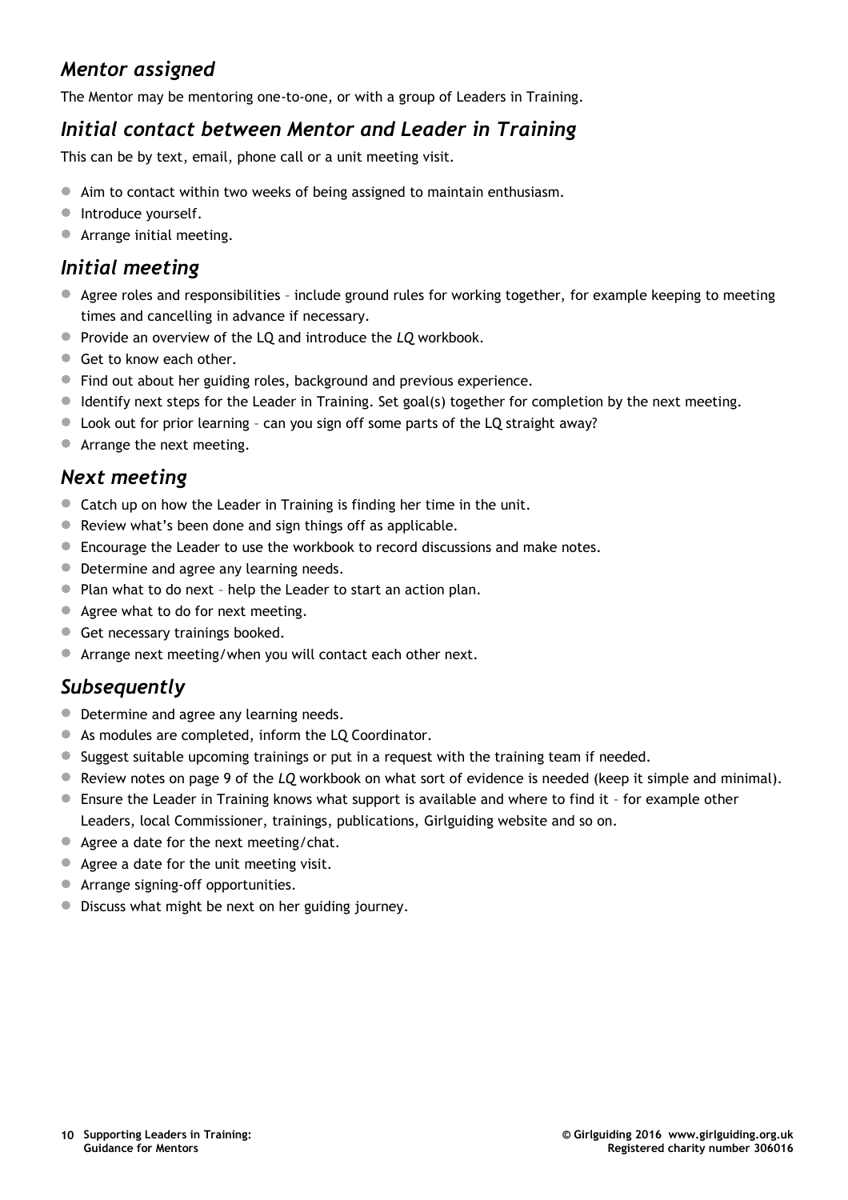## *Mentor assigned*

The Mentor may be mentoring one-to-one, or with a group of Leaders in Training.

## *Initial contact between Mentor and Leader in Training*

This can be by text, email, phone call or a unit meeting visit.

- Aim to contact within two weeks of being assigned to maintain enthusiasm.
- Introduce yourself.
- Arrange initial meeting.

## *Initial meeting*

- Agree roles and responsibilities – include ground rules for working together, for example keeping to meeting times and cancelling in advance if necessary.
- Provide an overview of the LQ and introduce the *LQ* workbook.
- Get to know each other.
- Find out about her guiding roles, background and previous experience.
- Identify next steps for the Leader in Training. Set goal(s) together for completion by the next meeting.
- Look out for prior learning – can you sign off some parts of the LQ straight away?
- Arrange the next meeting.

## *Next meeting*

- Catch up on how the Leader in Training is finding her time in the unit.
- Review what's been done and sign things off as applicable.
- Encourage the Leader to use the workbook to record discussions and make notes.
- Determine and agree any learning needs.
- Plan what to do next – help the Leader to start an action plan.
- Agree what to do for next meeting.
- Get necessary trainings booked.
- Arrange next meeting/when you will contact each other next.

## *Subsequently*

- Determine and agree any learning needs.
- As modules are completed, inform the LQ Coordinator.
- Suggest suitable upcoming trainings or put in a request with the training team if needed.
- Review notes on page 9 of the *LQ* workbook on what sort of evidence is needed (keep it simple and minimal).
- Ensure the Leader in Training knows what support is available and where to find it – for example other Leaders, local Commissioner, trainings, publications, Girlguiding website and so on.
- Agree a date for the next meeting/chat.
- Agree a date for the unit meeting visit.
- Arrange signing-off opportunities.
- Discuss what might be next on her guiding journey.